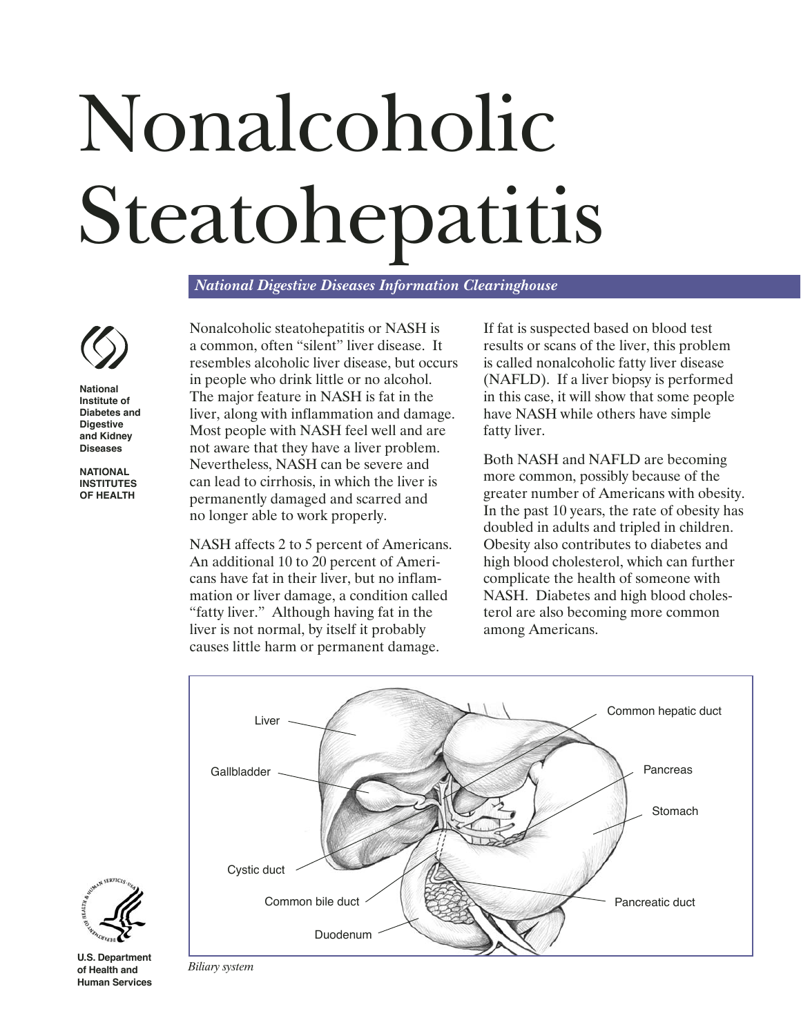# Nonalcoholic Steatohepatitis

*National Digestive Diseases Information Clearinghouse*

**National Institute of Diabetes and Digestive and Kidney Diseases**

**NATIONAL INSTITUTES OF HEALTH**

Nonalcoholic steatohepatitis or NASH is a common, often "silent" liver disease. It resembles alcoholic liver disease, but occurs in people who drink little or no alcohol. The major feature in NASH is fat in the liver, along with inflammation and damage. Most people with NASH feel well and are not aware that they have a liver problem. Nevertheless, NASH can be severe and can lead to cirrhosis, in which the liver is permanently damaged and scarred and no longer able to work properly.

NASH affects 2 to 5 percent of Americans. An additional 10 to 20 percent of Americans have fat in their liver, but no inflammation or liver damage, a condition called "fatty liver." Although having fat in the liver is not normal, by itself it probably causes little harm or permanent damage.

If fat is suspected based on blood test results or scans of the liver, this problem is called nonalcoholic fatty liver disease (NAFLD). If a liver biopsy is performed in this case, it will show that some people have NASH while others have simple fatty liver.

Both NASH and NAFLD are becoming more common, possibly because of the greater number of Americans with obesity. In the past 10 years, the rate of obesity has doubled in adults and tripled in children. Obesity also contributes to diabetes and high blood cholesterol, which can further complicate the health of someone with NASH. Diabetes and high blood cholesterol are also becoming more common among Americans.

Liver, Gallbladder, Cystic duct, Common bile duct, Duodenum, Common hepatic duct, Pancreas, Stomach, Pancreatic duct

*Biliary system*

**U.S. Department of Health and Human Services**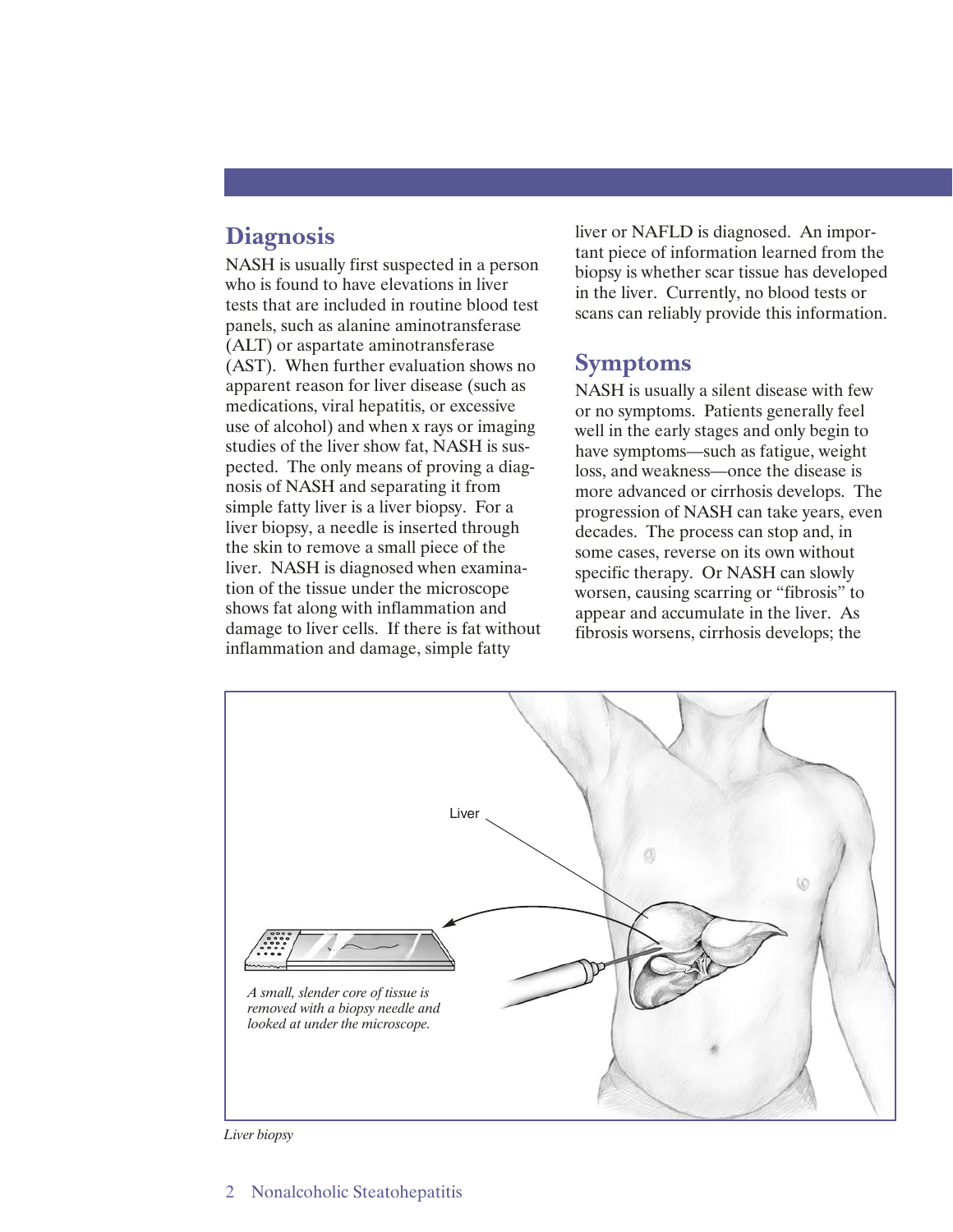## Diagnosis

NASH is usually first suspected in a person who is found to have elevations in liver tests that are included in routine blood test panels, such as alanine aminotransferase (ALT) or aspartate aminotransferase (AST). When further evaluation shows no apparent reason for liver disease (such as medications, viral hepatitis, or excessive use of alcohol) and when x rays or imaging studies of the liver show fat, NASH is suspected. The only means of proving a diagnosis of NASH and separating it from simple fatty liver is a liver biopsy. For a liver biopsy, a needle is inserted through the skin to remove a small piece of the liver. NASH is diagnosed when examination of the tissue under the microscope shows fat along with inflammation and damage to liver cells. If there is fat without inflammation and damage, simple fatty liver or NAFLD is diagnosed. An important piece of information learned from the biopsy is whether scar tissue has developed in the liver. Currently, no blood tests or scans can reliably provide this information.

## Symptoms

NASH is usually a silent disease with few or no symptoms. Patients generally feel well in the early stages and only begin to have symptoms—such as fatigue, weight loss, and weakness—once the disease is more advanced or cirrhosis develops. The progression of NASH can take years, even decades. The process can stop and, in some cases, reverse on its own without specific therapy. Or NASH can slowly worsen, causing scarring or "fibrosis" to appear and accumulate in the liver. As fibrosis worsens, cirrhosis develops; the

Liver

*A small, slender core of tissue is removed with a biopsy needle and looked at under the microscope.*

*Liver biopsy*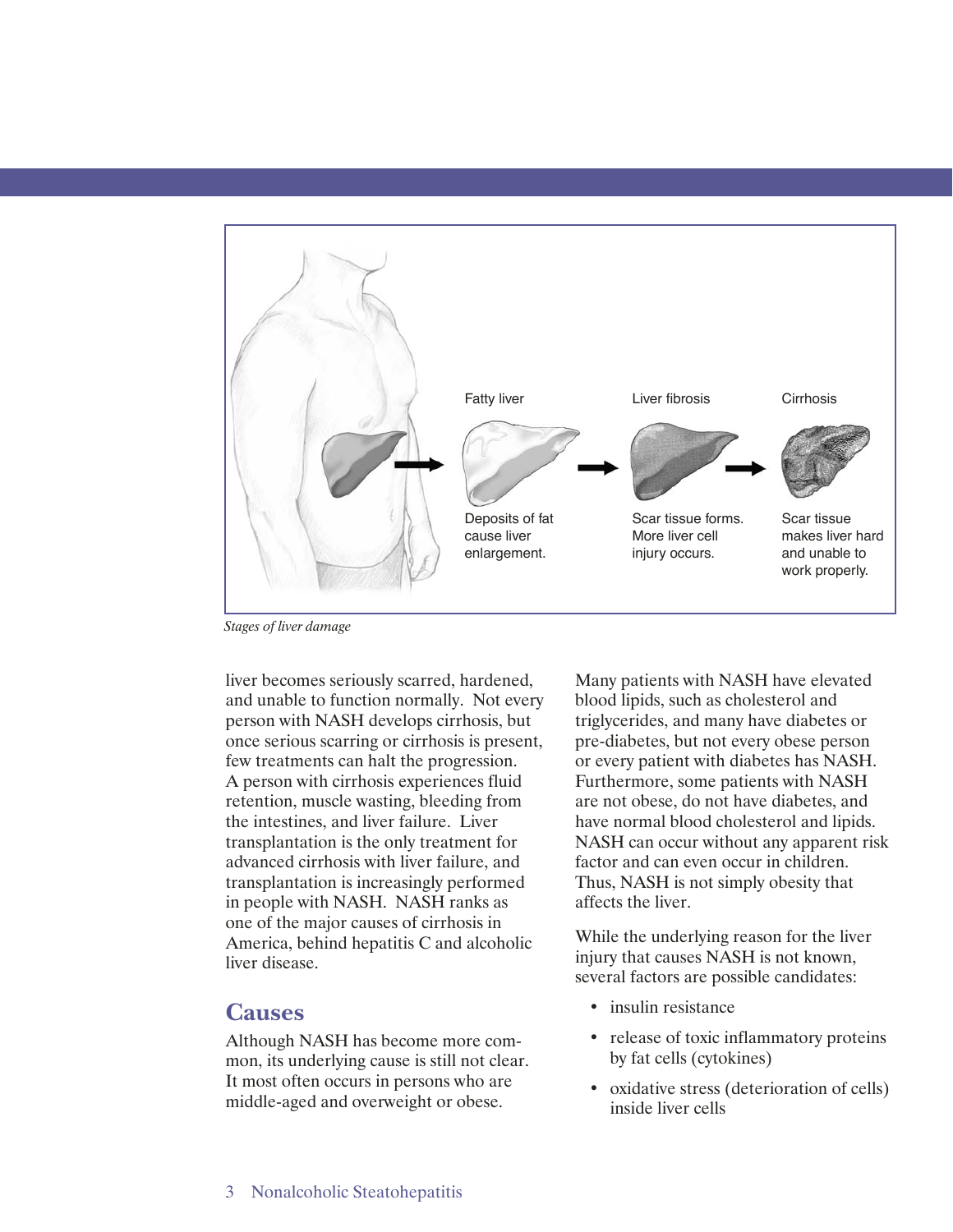Fatty liver

Deposits of fat cause liver enlargement.

Liver fibrosis

Scar tissue forms. More liver cell injury occurs.

Cirrhosis

Scar tissue makes liver hard and unable to work properly.

*Stages of liver damage*

liver becomes seriously scarred, hardened, and unable to function normally. Not every person with NASH develops cirrhosis, but once serious scarring or cirrhosis is present, few treatments can halt the progression. A person with cirrhosis experiences fluid retention, muscle wasting, bleeding from the intestines, and liver failure. Liver transplantation is the only treatment for advanced cirrhosis with liver failure, and transplantation is increasingly performed in people with NASH. NASH ranks as one of the major causes of cirrhosis in America, behind hepatitis C and alcoholic liver disease.

## Causes

Although NASH has become more common, its underlying cause is still not clear. It most often occurs in persons who are middle-aged and overweight or obese.

Many patients with NASH have elevated blood lipids, such as cholesterol and triglycerides, and many have diabetes or pre-diabetes, but not every obese person or every patient with diabetes has NASH. Furthermore, some patients with NASH are not obese, do not have diabetes, and have normal blood cholesterol and lipids. NASH can occur without any apparent risk factor and can even occur in children. Thus, NASH is not simply obesity that affects the liver.

While the underlying reason for the liver injury that causes NASH is not known, several factors are possible candidates:

- insulin resistance
- release of toxic inflammatory proteins by fat cells (cytokines)
- oxidative stress (deterioration of cells) inside liver cells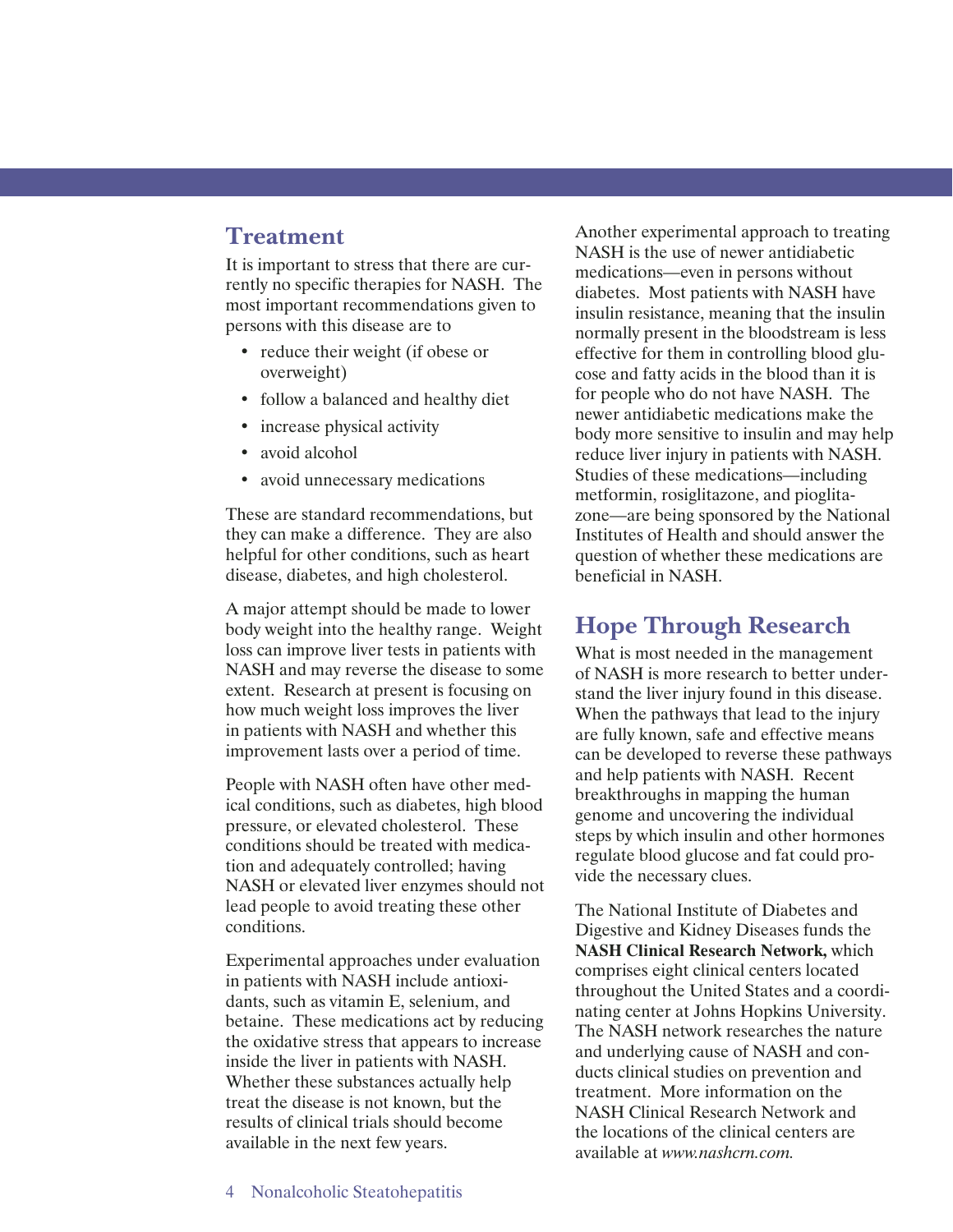## Treatment

It is important to stress that there are currently no specific therapies for NASH. The most important recommendations given to persons with this disease are to

- reduce their weight (if obese or overweight)
- follow a balanced and healthy diet
- increase physical activity
- avoid alcohol
- avoid unnecessary medications

These are standard recommendations, but they can make a difference. They are also helpful for other conditions, such as heart disease, diabetes, and high cholesterol.

A major attempt should be made to lower body weight into the healthy range. Weight loss can improve liver tests in patients with NASH and may reverse the disease to some extent. Research at present is focusing on how much weight loss improves the liver in patients with NASH and whether this improvement lasts over a period of time.

People with NASH often have other medical conditions, such as diabetes, high blood pressure, or elevated cholesterol. These conditions should be treated with medication and adequately controlled; having NASH or elevated liver enzymes should not lead people to avoid treating these other conditions.

Experimental approaches under evaluation in patients with NASH include antioxidants, such as vitamin E, selenium, and betaine. These medications act by reducing the oxidative stress that appears to increase inside the liver in patients with NASH. Whether these substances actually help treat the disease is not known, but the results of clinical trials should become available in the next few years.

Another experimental approach to treating NASH is the use of newer antidiabetic medications—even in persons without diabetes. Most patients with NASH have insulin resistance, meaning that the insulin normally present in the bloodstream is less effective for them in controlling blood glucose and fatty acids in the blood than it is for people who do not have NASH. The newer antidiabetic medications make the body more sensitive to insulin and may help reduce liver injury in patients with NASH. Studies of these medications—including metformin, rosiglitazone, and pioglitazone—are being sponsored by the National Institutes of Health and should answer the question of whether these medications are beneficial in NASH.

## Hope Through Research

What is most needed in the management of NASH is more research to better understand the liver injury found in this disease. When the pathways that lead to the injury are fully known, safe and effective means can be developed to reverse these pathways and help patients with NASH. Recent breakthroughs in mapping the human genome and uncovering the individual steps by which insulin and other hormones regulate blood glucose and fat could provide the necessary clues.

The National Institute of Diabetes and Digestive and Kidney Diseases funds the **NASH Clinical Research Network,** which comprises eight clinical centers located throughout the United States and a coordinating center at Johns Hopkins University. The NASH network researches the nature and underlying cause of NASH and conducts clinical studies on prevention and treatment. More information on the NASH Clinical Research Network and the locations of the clinical centers are available at *www.nashcrn.com.*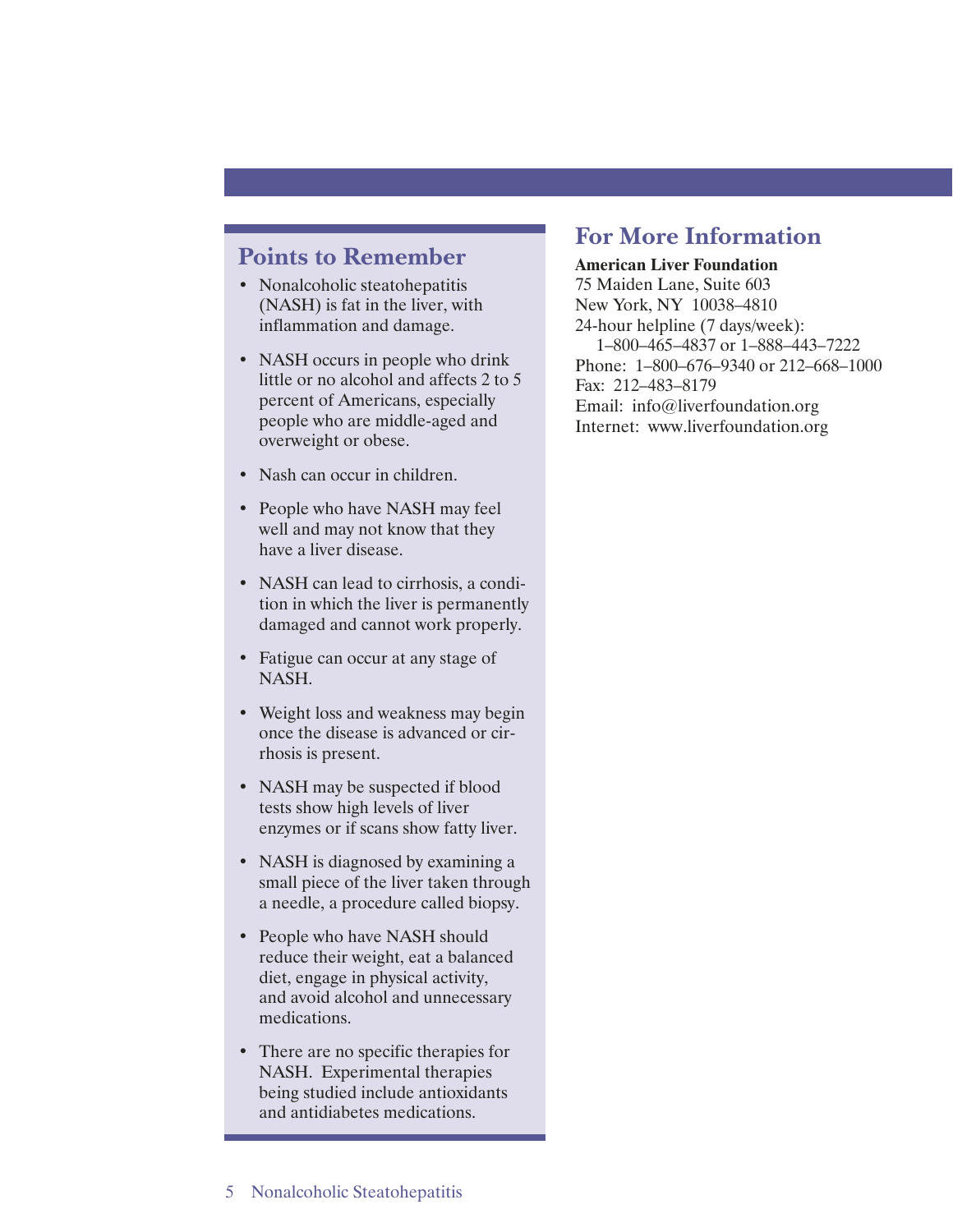## Points to Remember

- Nonalcoholic steatohepatitis (NASH) is fat in the liver, with inflammation and damage.
- NASH occurs in people who drink little or no alcohol and affects 2 to 5 percent of Americans, especially people who are middle-aged and overweight or obese.
- Nash can occur in children.
- People who have NASH may feel well and may not know that they have a liver disease.
- NASH can lead to cirrhosis, a condition in which the liver is permanently damaged and cannot work properly.
- Fatigue can occur at any stage of NASH.
- Weight loss and weakness may begin once the disease is advanced or cirrhosis is present.
- NASH may be suspected if blood tests show high levels of liver enzymes or if scans show fatty liver.
- NASH is diagnosed by examining a small piece of the liver taken through a needle, a procedure called biopsy.
- People who have NASH should reduce their weight, eat a balanced diet, engage in physical activity, and avoid alcohol and unnecessary medications.
- There are no specific therapies for NASH. Experimental therapies being studied include antioxidants and antidiabetes medications.

## For More Information

**American Liver Foundation**
75 Maiden Lane, Suite 603
New York, NY 10038–4810
24-hour helpline (7 days/week):
1–800–465–4837 or 1–888–443–7222
Phone: 1–800–676–9340 or 212–668–1000
Fax: 212–483–8179
Email: info@liverfoundation.org
Internet: www.liverfoundation.org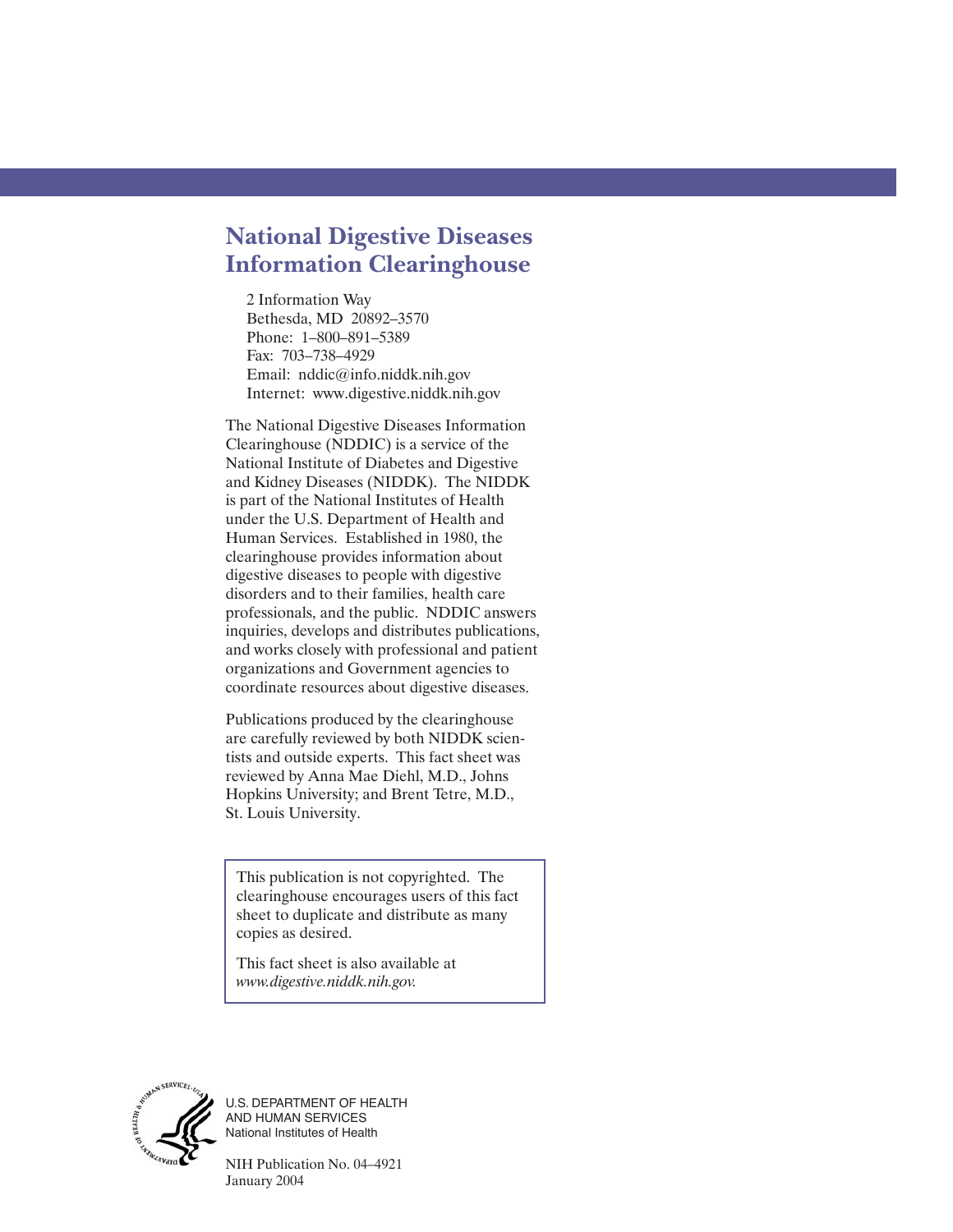# National Digestive Diseases Information Clearinghouse

2 Information Way
Bethesda, MD 20892–3570
Phone: 1–800–891–5389
Fax: 703–738–4929
Email: nddic@info.niddk.nih.gov
Internet: www.digestive.niddk.nih.gov

The National Digestive Diseases Information Clearinghouse (NDDIC) is a service of the National Institute of Diabetes and Digestive and Kidney Diseases (NIDDK). The NIDDK is part of the National Institutes of Health under the U.S. Department of Health and Human Services. Established in 1980, the clearinghouse provides information about digestive diseases to people with digestive disorders and to their families, health care professionals, and the public. NDDIC answers inquiries, develops and distributes publications, and works closely with professional and patient organizations and Government agencies to coordinate resources about digestive diseases.

Publications produced by the clearinghouse are carefully reviewed by both NIDDK scientists and outside experts. This fact sheet was reviewed by Anna Mae Diehl, M.D., Johns Hopkins University; and Brent Tetre, M.D., St. Louis University.

This publication is not copyrighted. The clearinghouse encourages users of this fact sheet to duplicate and distribute as many copies as desired.

This fact sheet is also available at *www.digestive.niddk.nih.gov.*

U.S. DEPARTMENT OF HEALTH AND HUMAN SERVICES
National Institutes of Health

NIH Publication No. 04–4921
January 2004